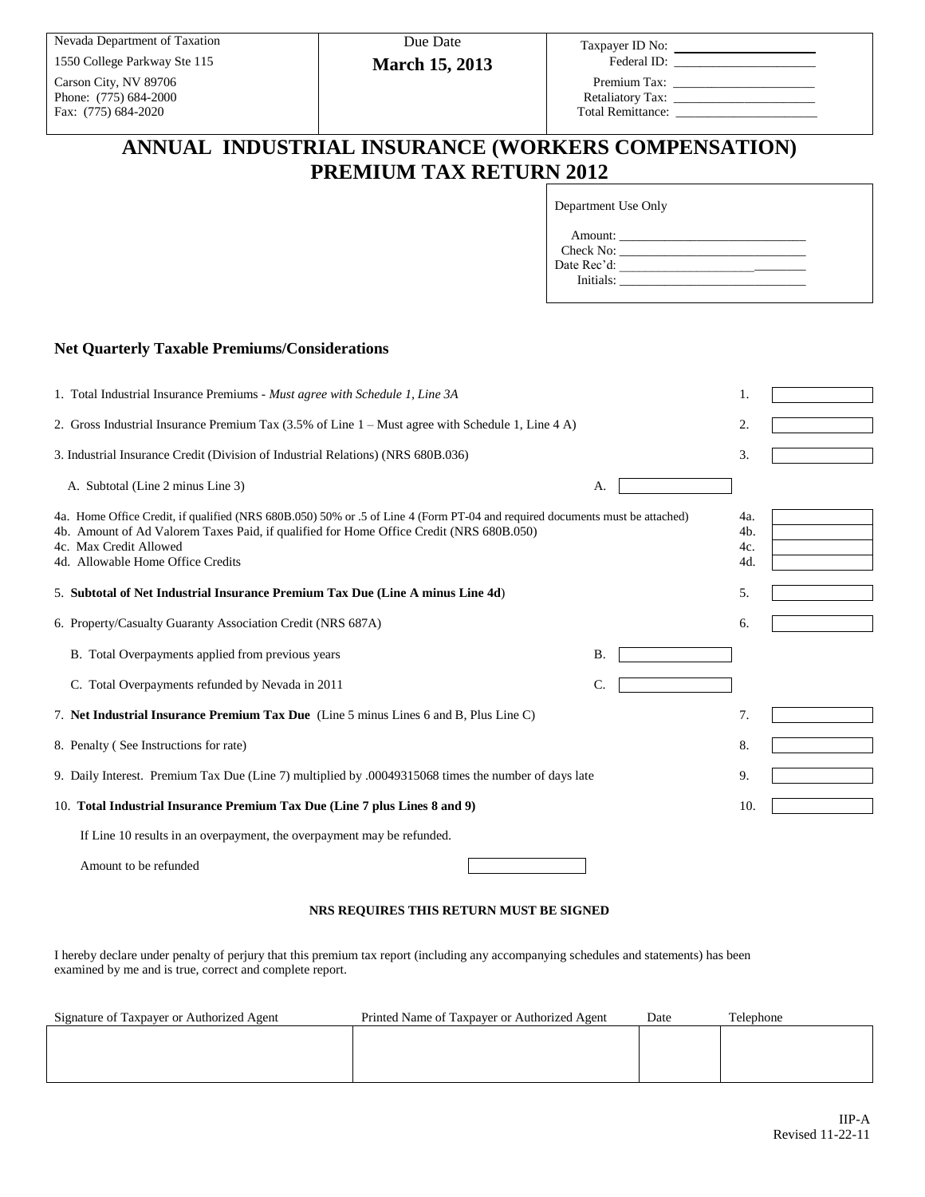| Nevada Department of Taxation<br>1550 College Parkway Ste 115<br>Carson City, NV 89706<br>Phone: (775) 684-2000<br>Fax: (775) 684-2020 | Due Date<br>**March 15, 2013** | Taxpayer ID No: ____________<br>Federal ID: ____________<br>Premium Tax: ____________<br>Retaliatory Tax: ____________<br>Total Remittance: ____________ |
|---|---|---|

# ANNUAL INDUSTRIAL INSURANCE (WORKERS COMPENSATION) PREMIUM TAX RETURN 2012

Department Use Only

Amount: ____________
Check No: ____________
Date Rec'd: ____________
Initials: ____________

## Net Quarterly Taxable Premiums/Considerations

| Line | Description | Sub | Amount |
|---|---|---|---|
| 1. | Total Industrial Insurance Premiums - *Must agree with Schedule 1, Line 3A* | | |
| 2. | Gross Industrial Insurance Premium Tax (3.5% of Line 1 – Must agree with Schedule 1, Line 4 A) | | |
| 3. | Industrial Insurance Credit (Division of Industrial Relations) (NRS 680B.036) | | |
| A. | Subtotal (Line 2 minus Line 3) | | |
| 4a. | Home Office Credit, if qualified (NRS 680B.050) 50% or .5 of Line 4 (Form PT-04 and required documents must be attached) | | |
| 4b. | Amount of Ad Valorem Taxes Paid, if qualified for Home Office Credit (NRS 680B.050) | | |
| 4c. | Max Credit Allowed | | |
| 4d. | Allowable Home Office Credits | | |
| 5. | **Subtotal of Net Industrial Insurance Premium Tax Due (Line A minus Line 4d)** | | |
| 6. | Property/Casualty Guaranty Association Credit (NRS 687A) | | |
| B. | Total Overpayments applied from previous years | | |
| C. | Total Overpayments refunded by Nevada in 2011 | | |
| 7. | **Net Industrial Insurance Premium Tax Due** (Line 5 minus Lines 6 and B, Plus Line C) | | |
| 8. | Penalty ( See Instructions for rate) | | |
| 9. | Daily Interest. Premium Tax Due (Line 7) multiplied by .00049315068 times the number of days late | | |
| 10. | **Total Industrial Insurance Premium Tax Due (Line 7 plus Lines 8 and 9)** | | |

If Line 10 results in an overpayment, the overpayment may be refunded.

Amount to be refunded ____________

**NRS REQUIRES THIS RETURN MUST BE SIGNED**

I hereby declare under penalty of perjury that this premium tax report (including any accompanying schedules and statements) has been examined by me and is true, correct and complete report.

| Signature of Taxpayer or Authorized Agent | Printed Name of Taxpayer or Authorized Agent | Date | Telephone |
|---|---|---|---|
| | | | |

IIP-A
Revised 11-22-11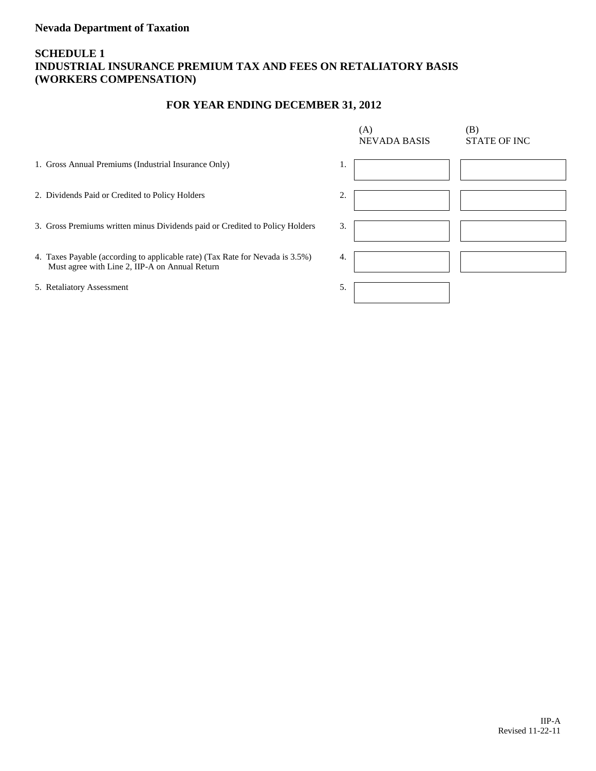**Nevada Department of Taxation**

## SCHEDULE 1
## INDUSTRIAL INSURANCE PREMIUM TAX AND FEES ON RETALIATORY BASIS (WORKERS COMPENSATION)

### FOR YEAR ENDING DECEMBER 31, 2012

| | | (A) NEVADA BASIS | (B) STATE OF INC |
|---|---|---|---|
| 1. Gross Annual Premiums (Industrial Insurance Only) | 1. | | |
| 2. Dividends Paid or Credited to Policy Holders | 2. | | |
| 3. Gross Premiums written minus Dividends paid or Credited to Policy Holders | 3. | | |
| 4. Taxes Payable (according to applicable rate) (Tax Rate for Nevada is 3.5%) Must agree with Line 2, IIP-A on Annual Return | 4. | | |
| 5. Retaliatory Assessment | 5. | | |

IIP-A
Revised 11-22-11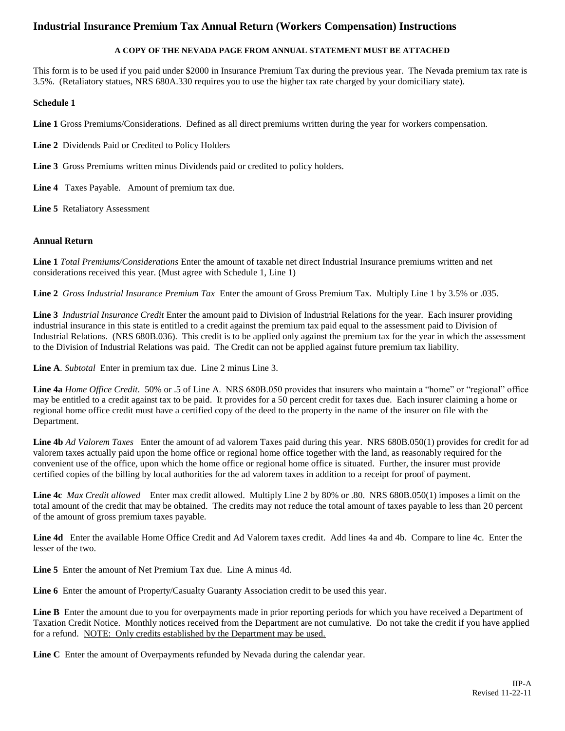# Industrial Insurance Premium Tax Annual Return (Workers Compensation) Instructions

**A COPY OF THE NEVADA PAGE FROM ANNUAL STATEMENT MUST BE ATTACHED**

This form is to be used if you paid under $2000 in Insurance Premium Tax during the previous year. The Nevada premium tax rate is 3.5%. (Retaliatory statues, NRS 680A.330 requires you to use the higher tax rate charged by your domiciliary state).

**Schedule 1**

**Line 1** Gross Premiums/Considerations. Defined as all direct premiums written during the year for workers compensation.

**Line 2** Dividends Paid or Credited to Policy Holders

**Line 3** Gross Premiums written minus Dividends paid or credited to policy holders.

**Line 4** Taxes Payable. Amount of premium tax due.

**Line 5** Retaliatory Assessment

**Annual Return**

**Line 1** *Total Premiums/Considerations* Enter the amount of taxable net direct Industrial Insurance premiums written and net considerations received this year. (Must agree with Schedule 1, Line 1)

**Line 2** *Gross Industrial Insurance Premium Tax* Enter the amount of Gross Premium Tax. Multiply Line 1 by 3.5% or .035.

**Line 3** *Industrial Insurance Credit* Enter the amount paid to Division of Industrial Relations for the year. Each insurer providing industrial insurance in this state is entitled to a credit against the premium tax paid equal to the assessment paid to Division of Industrial Relations. (NRS 680B.036). This credit is to be applied only against the premium tax for the year in which the assessment to the Division of Industrial Relations was paid. The Credit can not be applied against future premium tax liability.

**Line A**. *Subtotal* Enter in premium tax due. Line 2 minus Line 3.

**Line 4a** *Home Office Credit*. 50% or .5 of Line A. NRS 680B.050 provides that insurers who maintain a "home" or "regional" office may be entitled to a credit against tax to be paid. It provides for a 50 percent credit for taxes due. Each insurer claiming a home or regional home office credit must have a certified copy of the deed to the property in the name of the insurer on file with the Department.

**Line 4b** *Ad Valorem Taxes* Enter the amount of ad valorem Taxes paid during this year. NRS 680B.050(1) provides for credit for ad valorem taxes actually paid upon the home office or regional home office together with the land, as reasonably required for the convenient use of the office, upon which the home office or regional home office is situated. Further, the insurer must provide certified copies of the billing by local authorities for the ad valorem taxes in addition to a receipt for proof of payment.

**Line 4c** *Max Credit allowed* Enter max credit allowed. Multiply Line 2 by 80% or .80. NRS 680B.050(1) imposes a limit on the total amount of the credit that may be obtained. The credits may not reduce the total amount of taxes payable to less than 20 percent of the amount of gross premium taxes payable.

**Line 4d** Enter the available Home Office Credit and Ad Valorem taxes credit. Add lines 4a and 4b. Compare to line 4c. Enter the lesser of the two.

**Line 5** Enter the amount of Net Premium Tax due. Line A minus 4d.

**Line 6** Enter the amount of Property/Casualty Guaranty Association credit to be used this year.

**Line B** Enter the amount due to you for overpayments made in prior reporting periods for which you have received a Department of Taxation Credit Notice. Monthly notices received from the Department are not cumulative. Do not take the credit if you have applied for a refund. <u>NOTE: Only credits established by the Department may be used.</u>

**Line C** Enter the amount of Overpayments refunded by Nevada during the calendar year.

IIP-A
Revised 11-22-11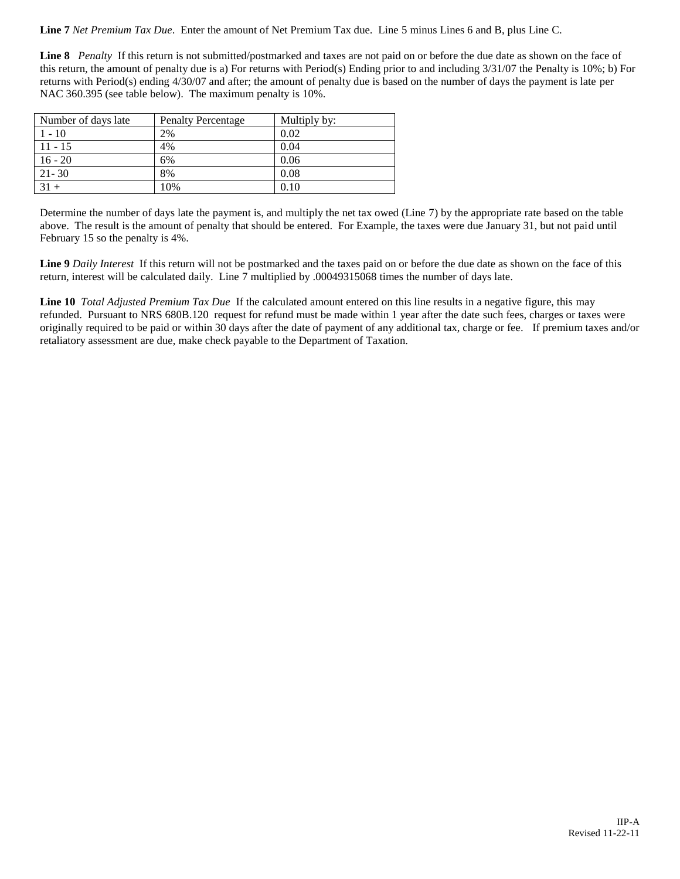**Line 7** *Net Premium Tax Due*. Enter the amount of Net Premium Tax due. Line 5 minus Lines 6 and B, plus Line C.

**Line 8** *Penalty* If this return is not submitted/postmarked and taxes are not paid on or before the due date as shown on the face of this return, the amount of penalty due is a) For returns with Period(s) Ending prior to and including 3/31/07 the Penalty is 10%; b) For returns with Period(s) ending 4/30/07 and after; the amount of penalty due is based on the number of days the payment is late per NAC 360.395 (see table below). The maximum penalty is 10%.

| Number of days late | Penalty Percentage | Multiply by: |
|---|---|---|
| 1 - 10 | 2% | 0.02 |
| 11 - 15 | 4% | 0.04 |
| 16 - 20 | 6% | 0.06 |
| 21- 30 | 8% | 0.08 |
| 31 + | 10% | 0.10 |

Determine the number of days late the payment is, and multiply the net tax owed (Line 7) by the appropriate rate based on the table above. The result is the amount of penalty that should be entered. For Example, the taxes were due January 31, but not paid until February 15 so the penalty is 4%.

**Line 9** *Daily Interest* If this return will not be postmarked and the taxes paid on or before the due date as shown on the face of this return, interest will be calculated daily. Line 7 multiplied by .00049315068 times the number of days late.

**Line 10** *Total Adjusted Premium Tax Due* If the calculated amount entered on this line results in a negative figure, this may refunded. Pursuant to NRS 680B.120 request for refund must be made within 1 year after the date such fees, charges or taxes were originally required to be paid or within 30 days after the date of payment of any additional tax, charge or fee. If premium taxes and/or retaliatory assessment are due, make check payable to the Department of Taxation.

IIP-A
Revised 11-22-11